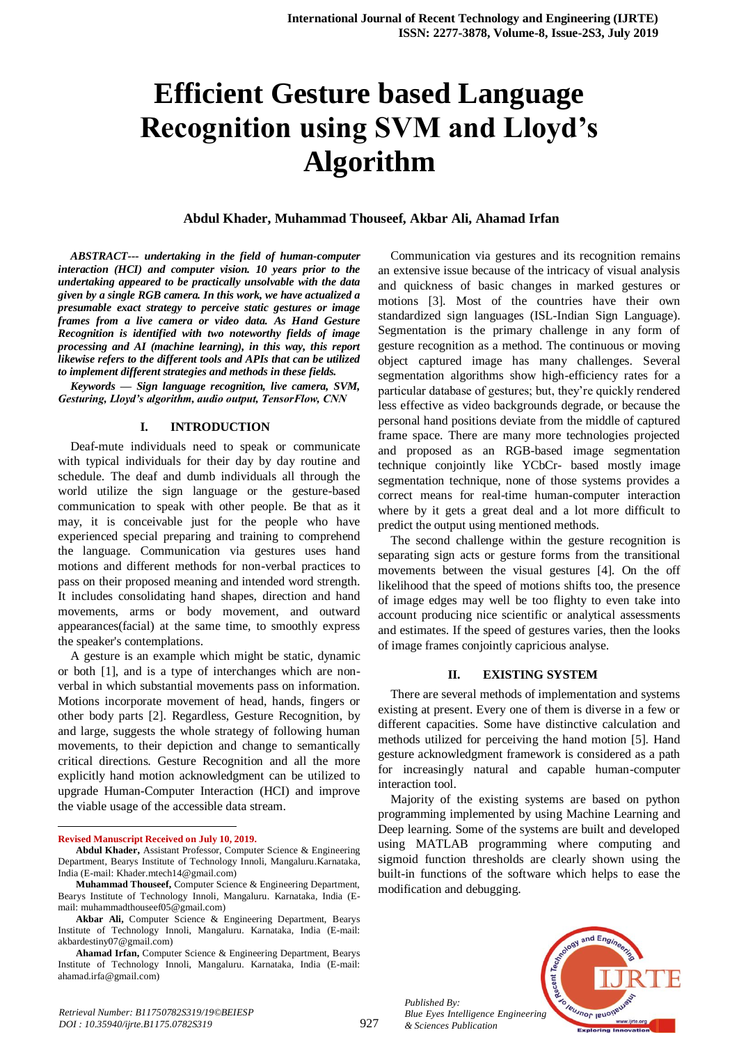# Efficient Gesture based Language Recognition using SVM and Lloyd's Algorithm

**Abdul Khader, Muhammad Thouseef, Akbar Ali, Ahamad Irfan**

***ABSTRACT--- undertaking in the field of human-computer interaction (HCI) and computer vision. 10 years prior to the undertaking appeared to be practically unsolvable with the data given by a single RGB camera. In this work, we have actualized a presumable exact strategy to perceive static gestures or image frames from a live camera or video data. As Hand Gesture Recognition is identified with two noteworthy fields of image processing and AI (machine learning), in this way, this report likewise refers to the different tools and APIs that can be utilized to implement different strategies and methods in these fields.***

***Keywords — Sign language recognition, live camera, SVM, Gesturing, Lloyd's algorithm, audio output, TensorFlow, CNN***

## I. INTRODUCTION

Deaf-mute individuals need to speak or communicate with typical individuals for their day by day routine and schedule. The deaf and dumb individuals all through the world utilize the sign language or the gesture-based communication to speak with other people. Be that as it may, it is conceivable just for the people who have experienced special preparing and training to comprehend the language. Communication via gestures uses hand motions and different methods for non-verbal practices to pass on their proposed meaning and intended word strength. It includes consolidating hand shapes, direction and hand movements, arms or body movement, and outward appearances(facial) at the same time, to smoothly express the speaker's contemplations.

A gesture is an example which might be static, dynamic or both [1], and is a type of interchanges which are non-verbal in which substantial movements pass on information. Motions incorporate movement of head, hands, fingers or other body parts [2]. Regardless, Gesture Recognition, by and large, suggests the whole strategy of following human movements, to their depiction and change to semantically critical directions. Gesture Recognition and all the more explicitly hand motion acknowledgment can be utilized to upgrade Human-Computer Interaction (HCI) and improve the viable usage of the accessible data stream.

Communication via gestures and its recognition remains an extensive issue because of the intricacy of visual analysis and quickness of basic changes in marked gestures or motions [3]. Most of the countries have their own standardized sign languages (ISL-Indian Sign Language). Segmentation is the primary challenge in any form of gesture recognition as a method. The continuous or moving object captured image has many challenges. Several segmentation algorithms show high-efficiency rates for a particular database of gestures; but, they're quickly rendered less effective as video backgrounds degrade, or because the personal hand positions deviate from the middle of captured frame space. There are many more technologies projected and proposed as an RGB-based image segmentation technique conjointly like YCbCr- based mostly image segmentation technique, none of those systems provides a correct means for real-time human-computer interaction where by it gets a great deal and a lot more difficult to predict the output using mentioned methods.

The second challenge within the gesture recognition is separating sign acts or gesture forms from the transitional movements between the visual gestures [4]. On the off likelihood that the speed of motions shifts too, the presence of image edges may well be too flighty to even take into account producing nice scientific or analytical assessments and estimates. If the speed of gestures varies, then the looks of image frames conjointly capricious analyse.

## II. EXISTING SYSTEM

There are several methods of implementation and systems existing at present. Every one of them is diverse in a few or different capacities. Some have distinctive calculation and methods utilized for perceiving the hand motion [5]. Hand gesture acknowledgment framework is considered as a path for increasingly natural and capable human-computer interaction tool.

Majority of the existing systems are based on python programming implemented by using Machine Learning and Deep learning. Some of the systems are built and developed using MATLAB programming where computing and sigmoid function thresholds are clearly shown using the built-in functions of the software which helps to ease the modification and debugging.

---

Revised Manuscript Received on July 10, 2019.

**Abdul Khader,** Assistant Professor, Computer Science & Engineering Department, Bearys Institute of Technology Innoli, Mangaluru.Karnataka, India (E-mail: Khader.mtech14@gmail.com)

**Muhammad Thouseef,** Computer Science & Engineering Department, Bearys Institute of Technology Innoli, Mangaluru. Karnataka, India (E-mail: muhammadthouseef05@gmail.com)

**Akbar Ali,** Computer Science & Engineering Department, Bearys Institute of Technology Innoli, Mangaluru. Karnataka, India (E-mail: akbardestiny07@gmail.com)

**Ahamad Irfan,** Computer Science & Engineering Department, Bearys Institute of Technology Innoli, Mangaluru. Karnataka, India (E-mail: ahamad.irfa@gmail.com)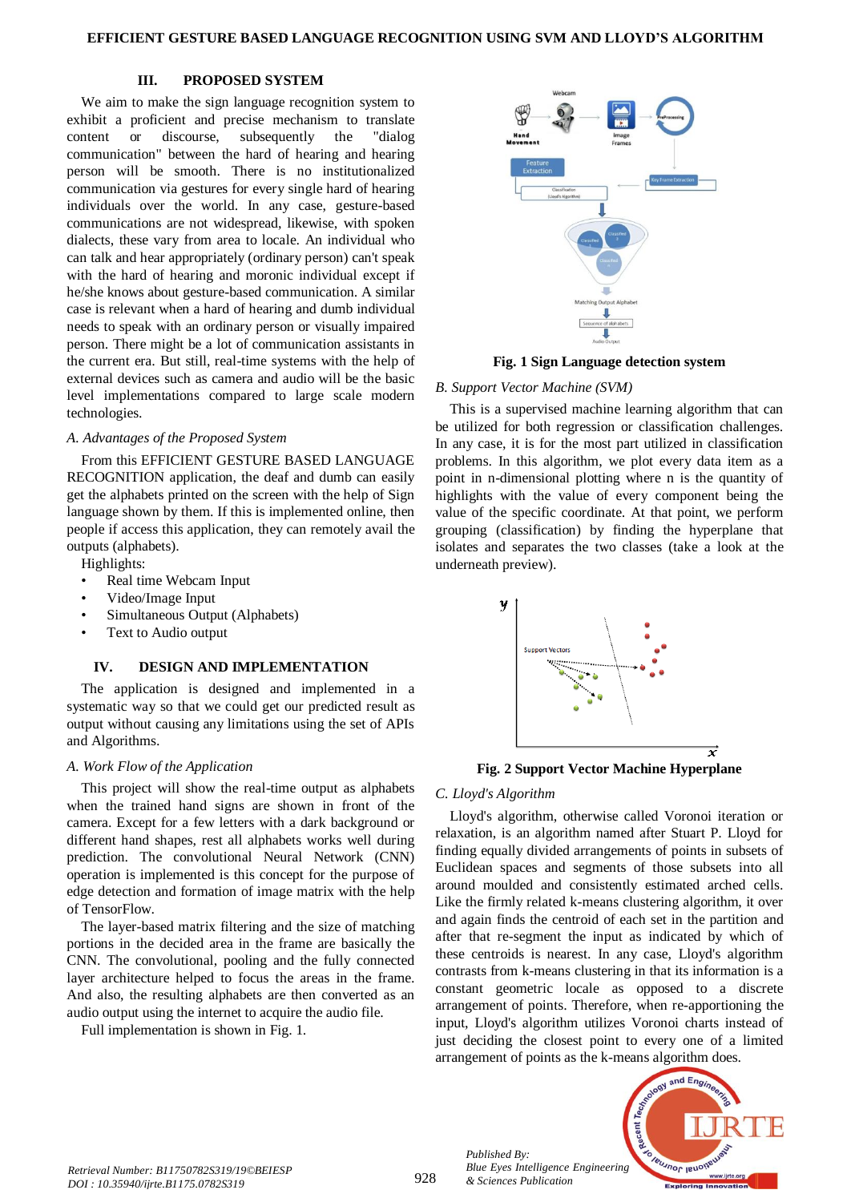## III. PROPOSED SYSTEM

We aim to make the sign language recognition system to exhibit a proficient and precise mechanism to translate content or discourse, subsequently the "dialog communication" between the hard of hearing and hearing person will be smooth. There is no institutionalized communication via gestures for every single hard of hearing individuals over the world. In any case, gesture-based communications are not widespread, likewise, with spoken dialects, these vary from area to locale. An individual who can talk and hear appropriately (ordinary person) can't speak with the hard of hearing and moronic individual except if he/she knows about gesture-based communication. A similar case is relevant when a hard of hearing and dumb individual needs to speak with an ordinary person or visually impaired person. There might be a lot of communication assistants in the current era. But still, real-time systems with the help of external devices such as camera and audio will be the basic level implementations compared to large scale modern technologies.

### *A. Advantages of the Proposed System*

From this EFFICIENT GESTURE BASED LANGUAGE RECOGNITION application, the deaf and dumb can easily get the alphabets printed on the screen with the help of Sign language shown by them. If this is implemented online, then people if access this application, they can remotely avail the outputs (alphabets).

Highlights:

- Real time Webcam Input
- Video/Image Input
- Simultaneous Output (Alphabets)
- Text to Audio output

## IV. DESIGN AND IMPLEMENTATION

The application is designed and implemented in a systematic way so that we could get our predicted result as output without causing any limitations using the set of APIs and Algorithms.

### *A. Work Flow of the Application*

This project will show the real-time output as alphabets when the trained hand signs are shown in front of the camera. Except for a few letters with a dark background or different hand shapes, rest all alphabets works well during prediction. The convolutional Neural Network (CNN) operation is implemented is this concept for the purpose of edge detection and formation of image matrix with the help of TensorFlow.

The layer-based matrix filtering and the size of matching portions in the decided area in the frame are basically the CNN. The convolutional, pooling and the fully connected layer architecture helped to focus the areas in the frame. And also, the resulting alphabets are then converted as an audio output using the internet to acquire the audio file.

Full implementation is shown in Fig. 1.

**Fig. 1 Sign Language detection system**

### *B. Support Vector Machine (SVM)*

This is a supervised machine learning algorithm that can be utilized for both regression or classification challenges. In any case, it is for the most part utilized in classification problems. In this algorithm, we plot every data item as a point in n-dimensional plotting where n is the quantity of highlights with the value of every component being the value of the specific coordinate. At that point, we perform grouping (classification) by finding the hyperplane that isolates and separates the two classes (take a look at the underneath preview).

**Fig. 2 Support Vector Machine Hyperplane**

### *C. Lloyd's Algorithm*

Lloyd's algorithm, otherwise called Voronoi iteration or relaxation, is an algorithm named after Stuart P. Lloyd for finding equally divided arrangements of points in subsets of Euclidean spaces and segments of those subsets into all around moulded and consistently estimated arched cells. Like the firmly related k-means clustering algorithm, it over and again finds the centroid of each set in the partition and after that re-segment the input as indicated by which of these centroids is nearest. In any case, Lloyd's algorithm contrasts from k-means clustering in that its information is a constant geometric locale as opposed to a discrete arrangement of points. Therefore, when re-apportioning the input, Lloyd's algorithm utilizes Voronoi charts instead of just deciding the closest point to every one of a limited arrangement of points as the k-means algorithm does.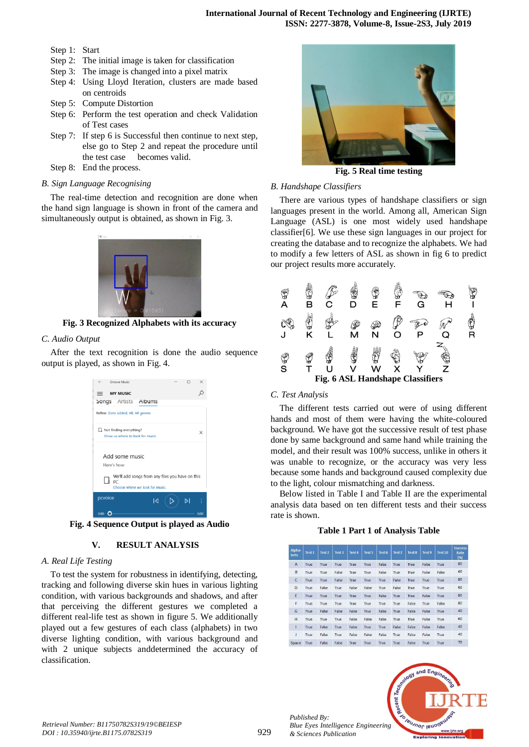Step 1: Start
Step 2: The initial image is taken for classification
Step 3: The image is changed into a pixel matrix
Step 4: Using Lloyd Iteration, clusters are made based on centroids
Step 5: Compute Distortion
Step 6: Perform the test operation and check Validation of Test cases
Step 7: If step 6 is Successful then continue to next step, else go to Step 2 and repeat the procedure until the test case becomes valid.
Step 8: End the process.

*B. Sign Language Recognising*

The real-time detection and recognition are done when the hand sign language is shown in front of the camera and simultaneously output is obtained, as shown in Fig. 3.

**Fig. 3 Recognized Alphabets with its accuracy**

*C. Audio Output*

After the text recognition is done the audio sequence output is played, as shown in Fig. 4.

**Fig. 4 Sequence Output is played as Audio**

## V. RESULT ANALYSIS

*A. Real Life Testing*

To test the system for robustness in identifying, detecting, tracking and following diverse skin hues in various lighting condition, with various backgrounds and shadows, and after that perceiving the different gestures we completed a different real-life test as shown in figure 5. We additionally played out a few gestures of each class (alphabets) in two diverse lighting condition, with various background and with 2 unique subjects anddetermined the accuracy of classification.

**Fig. 5 Real time testing**

*B. Handshape Classifiers*

There are various types of handshape classifiers or sign languages present in the world. Among all, American Sign Language (ASL) is one most widely used handshape classifier[6]. We use these sign languages in our project for creating the database and to recognize the alphabets. We had to modify a few letters of ASL as shown in fig 6 to predict our project results more accurately.

**Fig. 6 ASL Handshape Classifiers**

*C. Test Analysis*

The different tests carried out were of using different hands and most of them were having the white-coloured background. We have got the successive result of test phase done by same background and same hand while training the model, and their result was 100% success, unlike in others it was unable to recognize, or the accuracy was very less because some hands and background caused complexity due to the light, colour mismatching and darkness.

Below listed in Table I and Table II are the experimental analysis data based on ten different tests and their success rate is shown.

**Table 1 Part 1 of Analysis Table**

| Alpha-bets | Test 1 | Test 2 | Test 3 | Test 4 | Test 5 | Test 6 | Test 7 | Test 8 | Test 9 | Test 10 | Success Rate (%) |
|---|---|---|---|---|---|---|---|---|---|---|---|
| A | True | True | True | True | True | False | True | True | False | True | 80 |
| B | True | True | False | True | True | False | True | True | False | False | 60 |
| C | True | True | False | True | True | True | False | True | True | True | 80 |
| D | True | False | True | False | False | True | False | True | True | True | 60 |
| E | True | True | True | True | True | False | True | True | False | True | 80 |
| F | True | True | True | True | True | True | True | False | True | False | 80 |
| G | True | False | False | False | True | False | True | False | False | True | 40 |
| H | True | True | True | False | False | False | True | True | False | True | 60 |
| I | True | False | True | False | True | True | False | False | False | False | 40 |
| J | True | False | True | False | False | False | True | False | False | True | 40 |
| Space | True | False | False | True | True | True | True | False | True | True | 70 |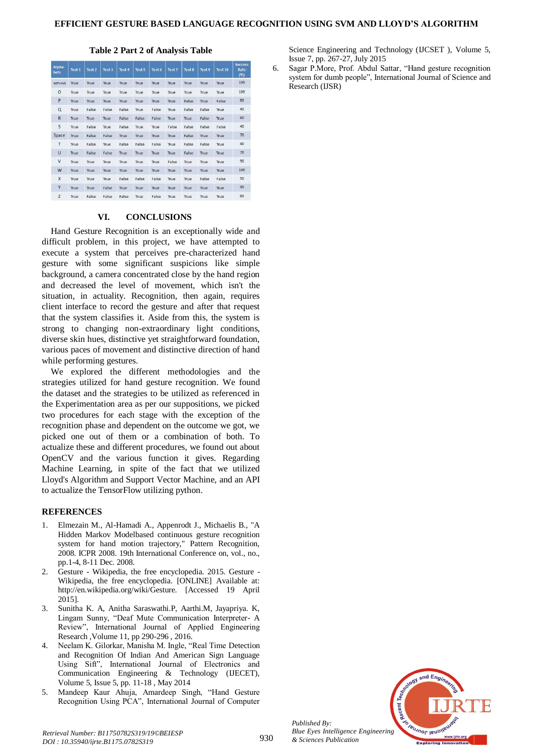**Table 2 Part 2 of Analysis Table**

| Alpha-bets | Test 1 | Test 2 | Test 3 | Test 4 | Test 5 | Test 6 | Test 7 | Test 8 | Test 9 | Test 10 | Success Rate (%) |
|---|---|---|---|---|---|---|---|---|---|---|---|
| NOTHING | True | True | True | True | True | True | True | True | True | True | 100 |
| O | True | True | True | True | True | True | True | True | True | True | 100 |
| P | True | True | True | True | True | True | True | False | True | False | 80 |
| Q | True | False | False | False | True | False | True | False | False | True | 40 |
| R | True | True | True | False | False | False | True | True | False | True | 60 |
| S | True | False | True | False | True | True | False | False | False | False | 40 |
| Space | True | False | False | True | True | True | True | False | True | True | 70 |
| T | True | False | True | False | False | False | True | False | False | True | 40 |
| U | True | False | False | True | True | True | True | False | True | True | 70 |
| V | True | True | True | True | True | True | False | True | True | True | 90 |
| W | True | True | True | True | True | True | True | True | True | True | 100 |
| X | True | True | True | False | False | False | True | True | False | False | 50 |
| Y | True | True | False | True | True | True | True | True | True | True | 90 |
| Z | True | False | False | False | True | False | True | True | True | True | 60 |

## VI. CONCLUSIONS

Hand Gesture Recognition is an exceptionally wide and difficult problem, in this project, we have attempted to execute a system that perceives pre-characterized hand gesture with some significant suspicions like simple background, a camera concentrated close by the hand region and decreased the level of movement, which isn't the situation, in actuality. Recognition, then again, requires client interface to record the gesture and after that request that the system classifies it. Aside from this, the system is strong to changing non-extraordinary light conditions, diverse skin hues, distinctive yet straightforward foundation, various paces of movement and distinctive direction of hand while performing gestures.

We explored the different methodologies and the strategies utilized for hand gesture recognition. We found the dataset and the strategies to be utilized as referenced in the Experimentation area as per our suppositions, we picked two procedures for each stage with the exception of the recognition phase and dependent on the outcome we got, we picked one out of them or a combination of both. To actualize these and different procedures, we found out about OpenCV and the various function it gives. Regarding Machine Learning, in spite of the fact that we utilized Lloyd's Algorithm and Support Vector Machine, and an API to actualize the TensorFlow utilizing python.

## REFERENCES

1. Elmezain M., Al-Hamadi A., Appenrodt J., Michaelis B., "A Hidden Markov Modelbased continuous gesture recognition system for hand motion trajectory," Pattern Recognition, 2008. ICPR 2008. 19th International Conference on, vol., no., pp.1-4, 8-11 Dec. 2008.
2. Gesture - Wikipedia, the free encyclopedia. 2015. Gesture - Wikipedia, the free encyclopedia. [ONLINE] Available at: http://en.wikipedia.org/wiki/Gesture. [Accessed 19 April 2015].
3. Sunitha K. A, Anitha Saraswathi.P, Aarthi.M, Jayapriya. K, Lingam Sunny, "Deaf Mute Communication Interpreter- A Review", International Journal of Applied Engineering Research ,Volume 11, pp 290-296 , 2016.
4. Neelam K. Gilorkar, Manisha M. Ingle, "Real Time Detection and Recognition Of Indian And American Sign Language Using Sift", International Journal of Electronics and Communication Engineering & Technology (IJECET), Volume 5, Issue 5, pp. 11-18 , May 2014
5. Mandeep Kaur Ahuja, Amardeep Singh, "Hand Gesture Recognition Using PCA", International Journal of Computer Science Engineering and Technology (IJCSET ), Volume 5, Issue 7, pp. 267-27, July 2015
6. Sagar P.More, Prof. Abdul Sattar, "Hand gesture recognition system for dumb people", International Journal of Science and Research (IJSR)